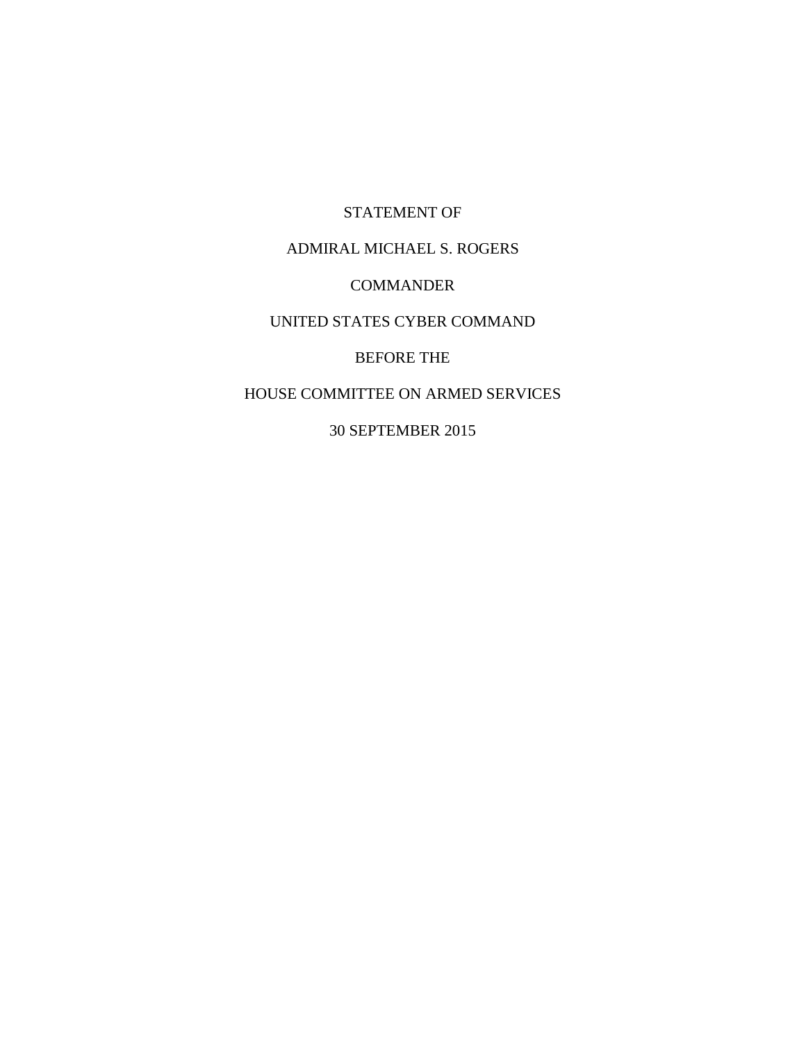STATEMENT OF

ADMIRAL MICHAEL S. ROGERS

COMMANDER

UNITED STATES CYBER COMMAND

BEFORE THE

HOUSE COMMITTEE ON ARMED SERVICES

30 SEPTEMBER 2015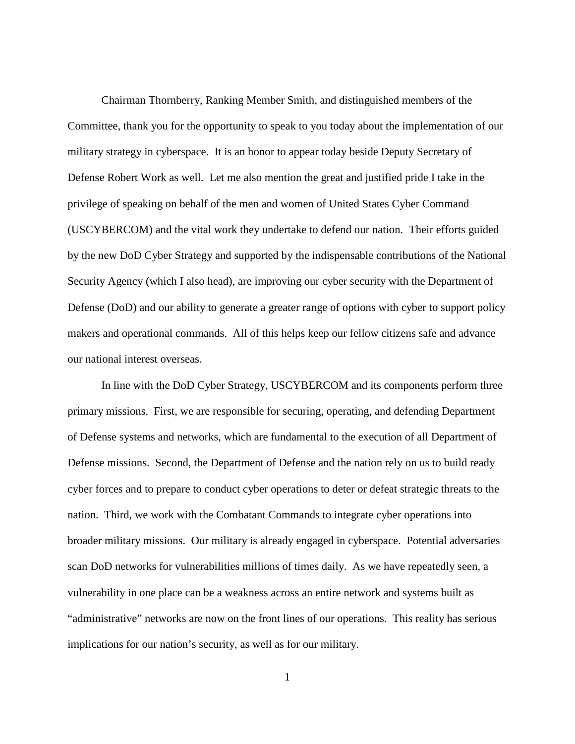Chairman Thornberry, Ranking Member Smith, and distinguished members of the Committee, thank you for the opportunity to speak to you today about the implementation of our military strategy in cyberspace. It is an honor to appear today beside Deputy Secretary of Defense Robert Work as well. Let me also mention the great and justified pride I take in the privilege of speaking on behalf of the men and women of United States Cyber Command (USCYBERCOM) and the vital work they undertake to defend our nation. Their efforts guided by the new DoD Cyber Strategy and supported by the indispensable contributions of the National Security Agency (which I also head), are improving our cyber security with the Department of Defense (DoD) and our ability to generate a greater range of options with cyber to support policy makers and operational commands. All of this helps keep our fellow citizens safe and advance our national interest overseas.

In line with the DoD Cyber Strategy, USCYBERCOM and its components perform three primary missions. First, we are responsible for securing, operating, and defending Department of Defense systems and networks, which are fundamental to the execution of all Department of Defense missions. Second, the Department of Defense and the nation rely on us to build ready cyber forces and to prepare to conduct cyber operations to deter or defeat strategic threats to the nation. Third, we work with the Combatant Commands to integrate cyber operations into broader military missions. Our military is already engaged in cyberspace. Potential adversaries scan DoD networks for vulnerabilities millions of times daily. As we have repeatedly seen, a vulnerability in one place can be a weakness across an entire network and systems built as "administrative" networks are now on the front lines of our operations. This reality has serious implications for our nation's security, as well as for our military.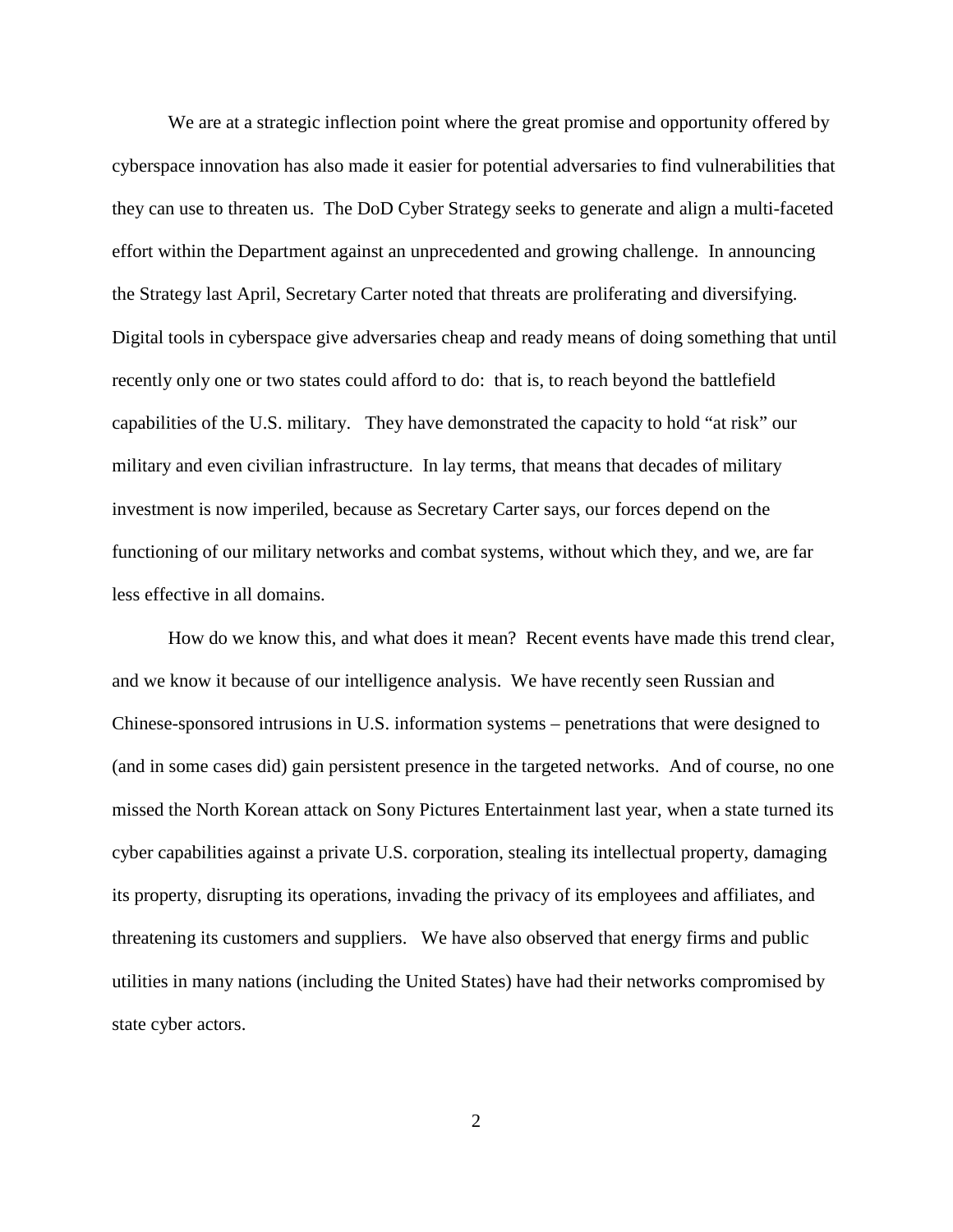We are at a strategic inflection point where the great promise and opportunity offered by cyberspace innovation has also made it easier for potential adversaries to find vulnerabilities that they can use to threaten us. The DoD Cyber Strategy seeks to generate and align a multi-faceted effort within the Department against an unprecedented and growing challenge. In announcing the Strategy last April, Secretary Carter noted that threats are proliferating and diversifying. Digital tools in cyberspace give adversaries cheap and ready means of doing something that until recently only one or two states could afford to do: that is, to reach beyond the battlefield capabilities of the U.S. military. They have demonstrated the capacity to hold "at risk" our military and even civilian infrastructure. In lay terms, that means that decades of military investment is now imperiled, because as Secretary Carter says, our forces depend on the functioning of our military networks and combat systems, without which they, and we, are far less effective in all domains.

How do we know this, and what does it mean? Recent events have made this trend clear, and we know it because of our intelligence analysis. We have recently seen Russian and Chinese-sponsored intrusions in U.S. information systems – penetrations that were designed to (and in some cases did) gain persistent presence in the targeted networks. And of course, no one missed the North Korean attack on Sony Pictures Entertainment last year, when a state turned its cyber capabilities against a private U.S. corporation, stealing its intellectual property, damaging its property, disrupting its operations, invading the privacy of its employees and affiliates, and threatening its customers and suppliers. We have also observed that energy firms and public utilities in many nations (including the United States) have had their networks compromised by state cyber actors.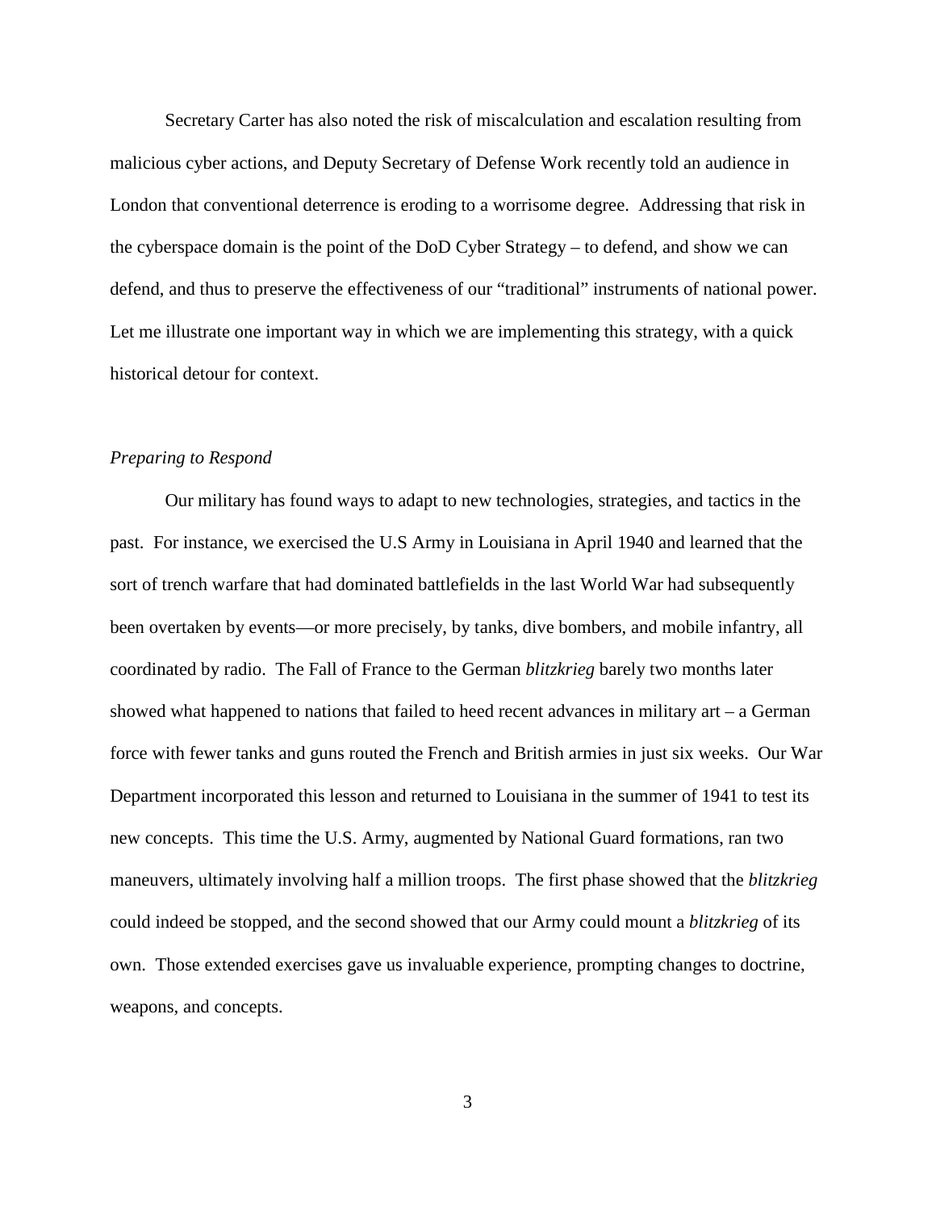Secretary Carter has also noted the risk of miscalculation and escalation resulting from malicious cyber actions, and Deputy Secretary of Defense Work recently told an audience in London that conventional deterrence is eroding to a worrisome degree. Addressing that risk in the cyberspace domain is the point of the DoD Cyber Strategy – to defend, and show we can defend, and thus to preserve the effectiveness of our "traditional" instruments of national power. Let me illustrate one important way in which we are implementing this strategy, with a quick historical detour for context.

*Preparing to Respond*

Our military has found ways to adapt to new technologies, strategies, and tactics in the past. For instance, we exercised the U.S Army in Louisiana in April 1940 and learned that the sort of trench warfare that had dominated battlefields in the last World War had subsequently been overtaken by events—or more precisely, by tanks, dive bombers, and mobile infantry, all coordinated by radio. The Fall of France to the German *blitzkrieg* barely two months later showed what happened to nations that failed to heed recent advances in military art – a German force with fewer tanks and guns routed the French and British armies in just six weeks. Our War Department incorporated this lesson and returned to Louisiana in the summer of 1941 to test its new concepts. This time the U.S. Army, augmented by National Guard formations, ran two maneuvers, ultimately involving half a million troops. The first phase showed that the *blitzkrieg* could indeed be stopped, and the second showed that our Army could mount a *blitzkrieg* of its own. Those extended exercises gave us invaluable experience, prompting changes to doctrine, weapons, and concepts.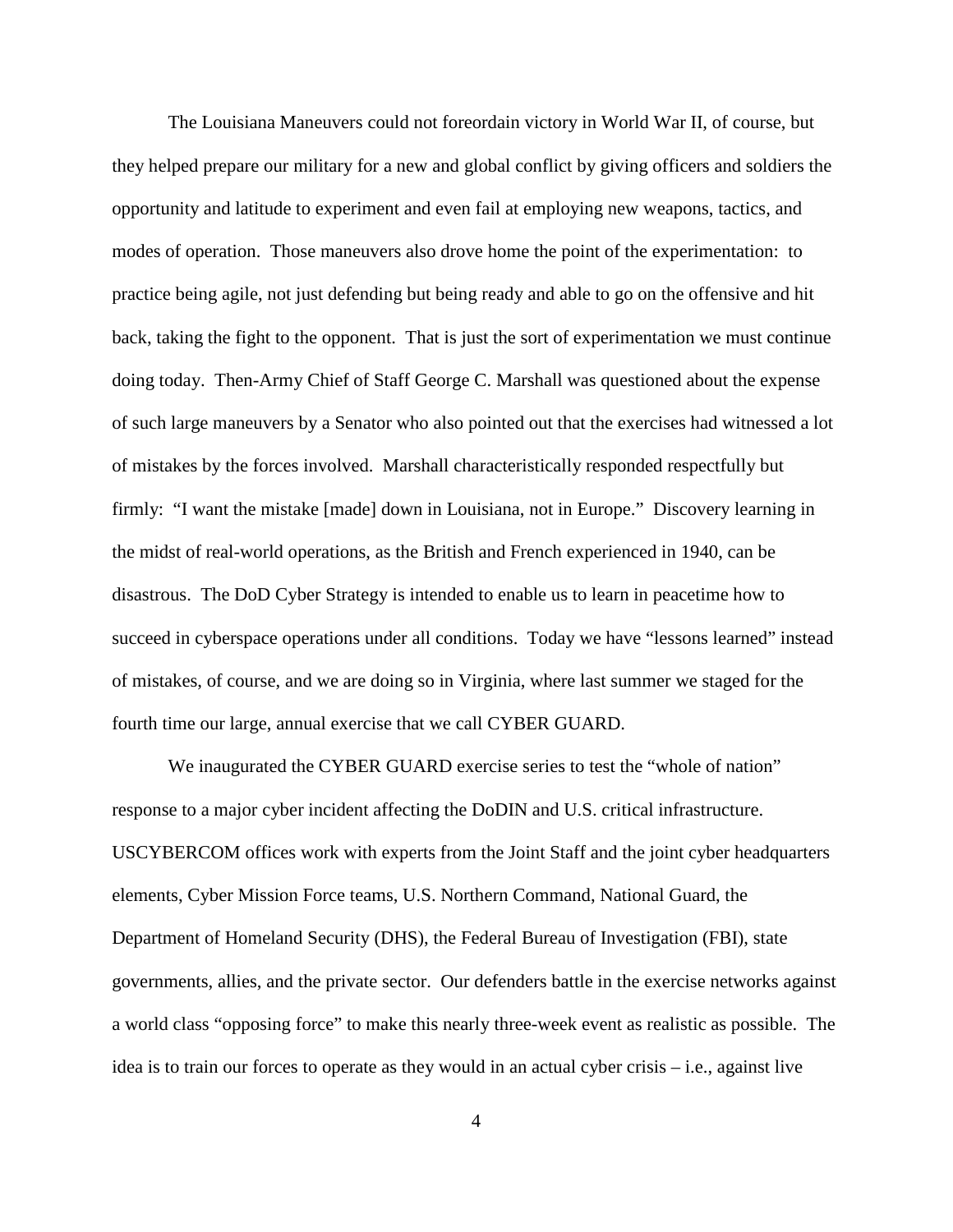The Louisiana Maneuvers could not foreordain victory in World War II, of course, but they helped prepare our military for a new and global conflict by giving officers and soldiers the opportunity and latitude to experiment and even fail at employing new weapons, tactics, and modes of operation. Those maneuvers also drove home the point of the experimentation: to practice being agile, not just defending but being ready and able to go on the offensive and hit back, taking the fight to the opponent. That is just the sort of experimentation we must continue doing today. Then-Army Chief of Staff George C. Marshall was questioned about the expense of such large maneuvers by a Senator who also pointed out that the exercises had witnessed a lot of mistakes by the forces involved. Marshall characteristically responded respectfully but firmly: "I want the mistake [made] down in Louisiana, not in Europe." Discovery learning in the midst of real-world operations, as the British and French experienced in 1940, can be disastrous. The DoD Cyber Strategy is intended to enable us to learn in peacetime how to succeed in cyberspace operations under all conditions. Today we have "lessons learned" instead of mistakes, of course, and we are doing so in Virginia, where last summer we staged for the fourth time our large, annual exercise that we call CYBER GUARD.

We inaugurated the CYBER GUARD exercise series to test the "whole of nation" response to a major cyber incident affecting the DoDIN and U.S. critical infrastructure. USCYBERCOM offices work with experts from the Joint Staff and the joint cyber headquarters elements, Cyber Mission Force teams, U.S. Northern Command, National Guard, the Department of Homeland Security (DHS), the Federal Bureau of Investigation (FBI), state governments, allies, and the private sector. Our defenders battle in the exercise networks against a world class "opposing force" to make this nearly three-week event as realistic as possible. The idea is to train our forces to operate as they would in an actual cyber crisis – i.e., against live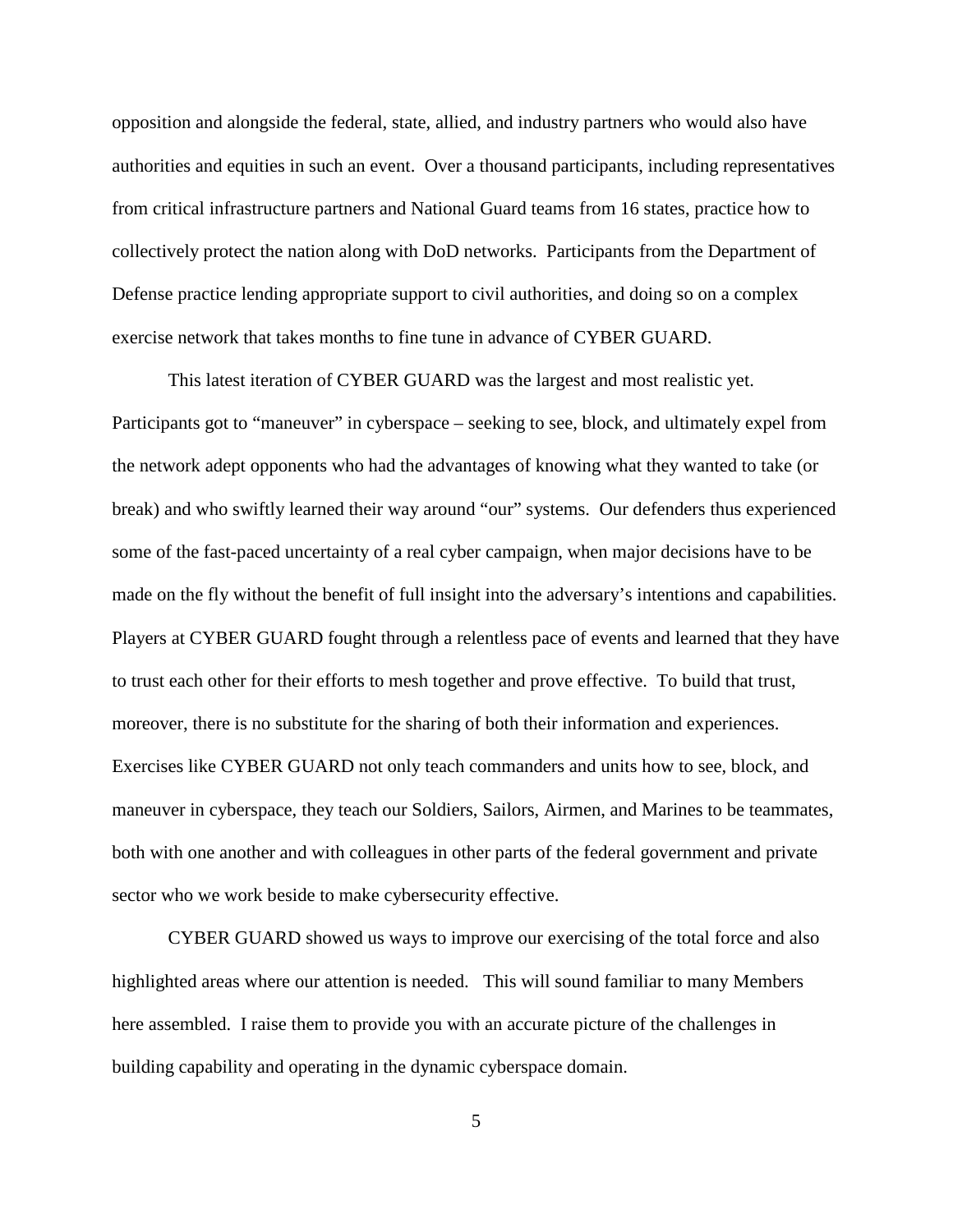opposition and alongside the federal, state, allied, and industry partners who would also have authorities and equities in such an event. Over a thousand participants, including representatives from critical infrastructure partners and National Guard teams from 16 states, practice how to collectively protect the nation along with DoD networks. Participants from the Department of Defense practice lending appropriate support to civil authorities, and doing so on a complex exercise network that takes months to fine tune in advance of CYBER GUARD.

This latest iteration of CYBER GUARD was the largest and most realistic yet. Participants got to "maneuver" in cyberspace – seeking to see, block, and ultimately expel from the network adept opponents who had the advantages of knowing what they wanted to take (or break) and who swiftly learned their way around "our" systems. Our defenders thus experienced some of the fast-paced uncertainty of a real cyber campaign, when major decisions have to be made on the fly without the benefit of full insight into the adversary's intentions and capabilities. Players at CYBER GUARD fought through a relentless pace of events and learned that they have to trust each other for their efforts to mesh together and prove effective. To build that trust, moreover, there is no substitute for the sharing of both their information and experiences. Exercises like CYBER GUARD not only teach commanders and units how to see, block, and maneuver in cyberspace, they teach our Soldiers, Sailors, Airmen, and Marines to be teammates, both with one another and with colleagues in other parts of the federal government and private sector who we work beside to make cybersecurity effective.

CYBER GUARD showed us ways to improve our exercising of the total force and also highlighted areas where our attention is needed. This will sound familiar to many Members here assembled. I raise them to provide you with an accurate picture of the challenges in building capability and operating in the dynamic cyberspace domain.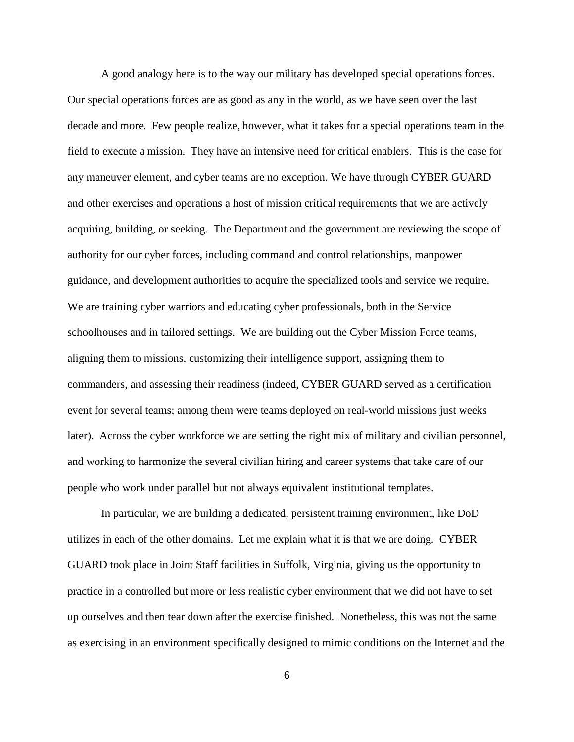A good analogy here is to the way our military has developed special operations forces. Our special operations forces are as good as any in the world, as we have seen over the last decade and more. Few people realize, however, what it takes for a special operations team in the field to execute a mission. They have an intensive need for critical enablers. This is the case for any maneuver element, and cyber teams are no exception. We have through CYBER GUARD and other exercises and operations a host of mission critical requirements that we are actively acquiring, building, or seeking. The Department and the government are reviewing the scope of authority for our cyber forces, including command and control relationships, manpower guidance, and development authorities to acquire the specialized tools and service we require. We are training cyber warriors and educating cyber professionals, both in the Service schoolhouses and in tailored settings. We are building out the Cyber Mission Force teams, aligning them to missions, customizing their intelligence support, assigning them to commanders, and assessing their readiness (indeed, CYBER GUARD served as a certification event for several teams; among them were teams deployed on real-world missions just weeks later). Across the cyber workforce we are setting the right mix of military and civilian personnel, and working to harmonize the several civilian hiring and career systems that take care of our people who work under parallel but not always equivalent institutional templates.

In particular, we are building a dedicated, persistent training environment, like DoD utilizes in each of the other domains. Let me explain what it is that we are doing. CYBER GUARD took place in Joint Staff facilities in Suffolk, Virginia, giving us the opportunity to practice in a controlled but more or less realistic cyber environment that we did not have to set up ourselves and then tear down after the exercise finished. Nonetheless, this was not the same as exercising in an environment specifically designed to mimic conditions on the Internet and the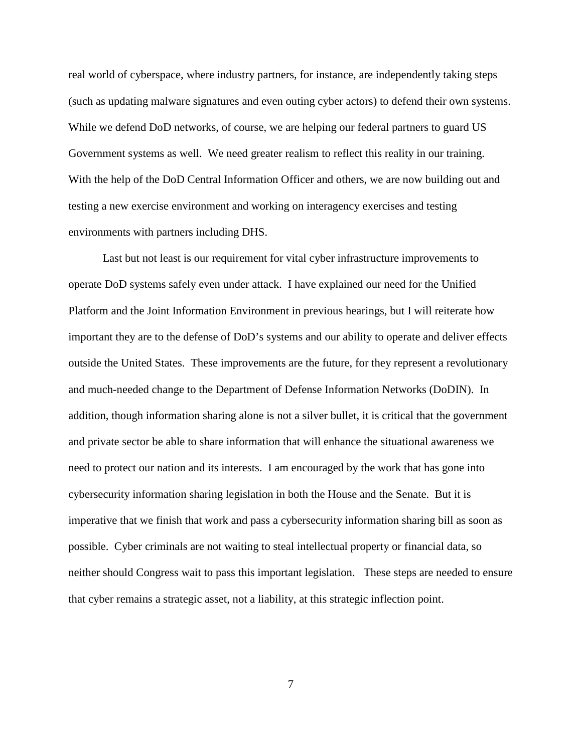real world of cyberspace, where industry partners, for instance, are independently taking steps (such as updating malware signatures and even outing cyber actors) to defend their own systems. While we defend DoD networks, of course, we are helping our federal partners to guard US Government systems as well. We need greater realism to reflect this reality in our training. With the help of the DoD Central Information Officer and others, we are now building out and testing a new exercise environment and working on interagency exercises and testing environments with partners including DHS.

Last but not least is our requirement for vital cyber infrastructure improvements to operate DoD systems safely even under attack. I have explained our need for the Unified Platform and the Joint Information Environment in previous hearings, but I will reiterate how important they are to the defense of DoD's systems and our ability to operate and deliver effects outside the United States. These improvements are the future, for they represent a revolutionary and much-needed change to the Department of Defense Information Networks (DoDIN). In addition, though information sharing alone is not a silver bullet, it is critical that the government and private sector be able to share information that will enhance the situational awareness we need to protect our nation and its interests. I am encouraged by the work that has gone into cybersecurity information sharing legislation in both the House and the Senate. But it is imperative that we finish that work and pass a cybersecurity information sharing bill as soon as possible. Cyber criminals are not waiting to steal intellectual property or financial data, so neither should Congress wait to pass this important legislation. These steps are needed to ensure that cyber remains a strategic asset, not a liability, at this strategic inflection point.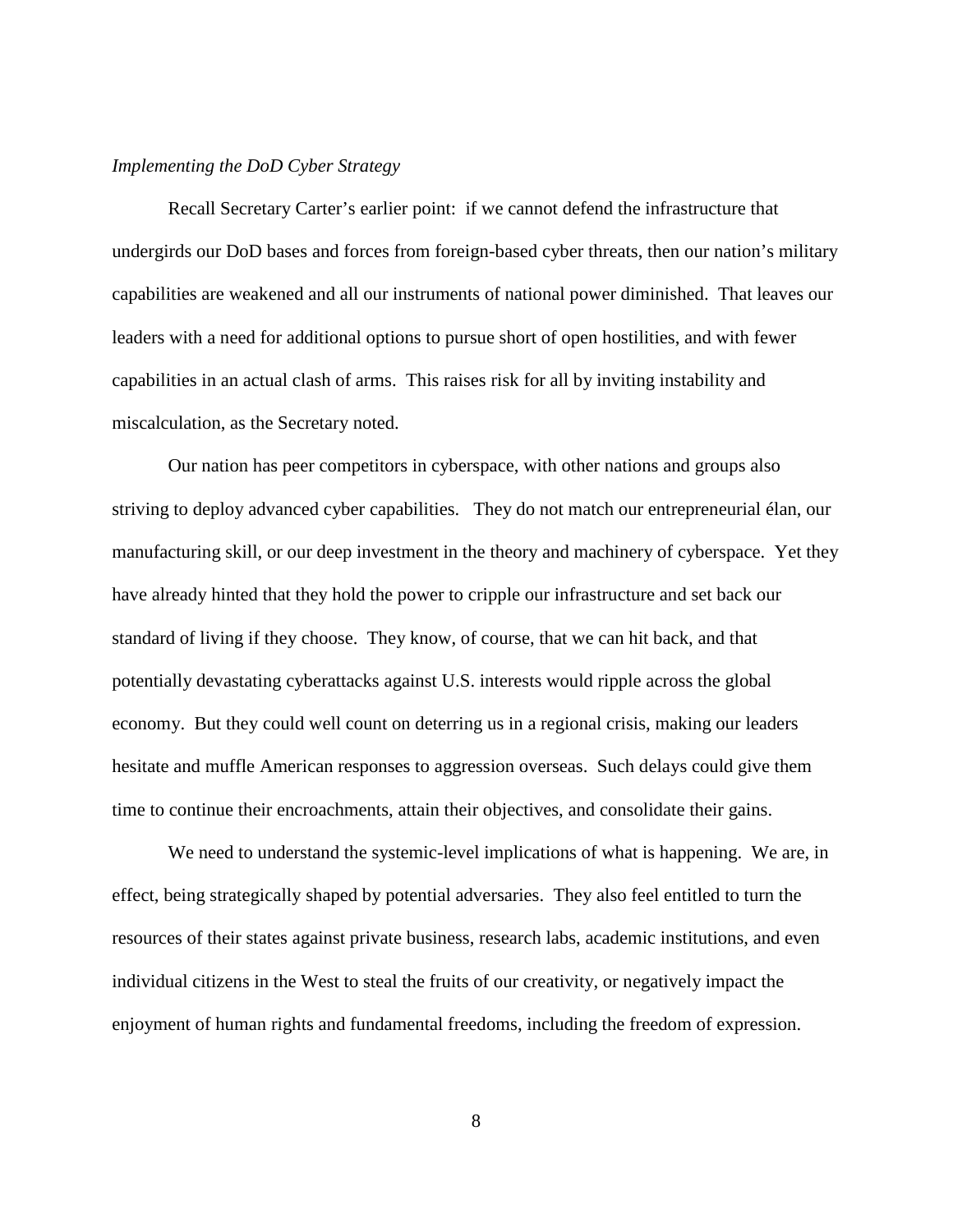*Implementing the DoD Cyber Strategy*

Recall Secretary Carter's earlier point: if we cannot defend the infrastructure that undergirds our DoD bases and forces from foreign-based cyber threats, then our nation's military capabilities are weakened and all our instruments of national power diminished. That leaves our leaders with a need for additional options to pursue short of open hostilities, and with fewer capabilities in an actual clash of arms. This raises risk for all by inviting instability and miscalculation, as the Secretary noted.

Our nation has peer competitors in cyberspace, with other nations and groups also striving to deploy advanced cyber capabilities. They do not match our entrepreneurial élan, our manufacturing skill, or our deep investment in the theory and machinery of cyberspace. Yet they have already hinted that they hold the power to cripple our infrastructure and set back our standard of living if they choose. They know, of course, that we can hit back, and that potentially devastating cyberattacks against U.S. interests would ripple across the global economy. But they could well count on deterring us in a regional crisis, making our leaders hesitate and muffle American responses to aggression overseas. Such delays could give them time to continue their encroachments, attain their objectives, and consolidate their gains.

We need to understand the systemic-level implications of what is happening. We are, in effect, being strategically shaped by potential adversaries. They also feel entitled to turn the resources of their states against private business, research labs, academic institutions, and even individual citizens in the West to steal the fruits of our creativity, or negatively impact the enjoyment of human rights and fundamental freedoms, including the freedom of expression.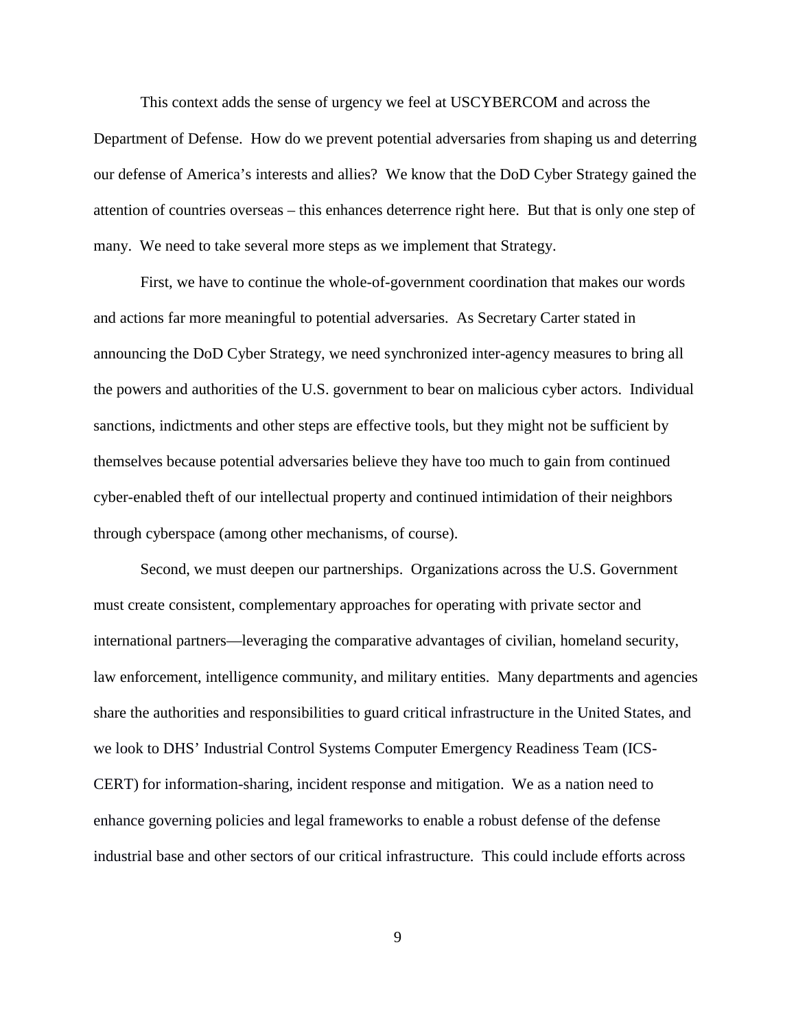This context adds the sense of urgency we feel at USCYBERCOM and across the Department of Defense. How do we prevent potential adversaries from shaping us and deterring our defense of America's interests and allies? We know that the DoD Cyber Strategy gained the attention of countries overseas – this enhances deterrence right here. But that is only one step of many. We need to take several more steps as we implement that Strategy.

First, we have to continue the whole-of-government coordination that makes our words and actions far more meaningful to potential adversaries. As Secretary Carter stated in announcing the DoD Cyber Strategy, we need synchronized inter-agency measures to bring all the powers and authorities of the U.S. government to bear on malicious cyber actors. Individual sanctions, indictments and other steps are effective tools, but they might not be sufficient by themselves because potential adversaries believe they have too much to gain from continued cyber-enabled theft of our intellectual property and continued intimidation of their neighbors through cyberspace (among other mechanisms, of course).

Second, we must deepen our partnerships. Organizations across the U.S. Government must create consistent, complementary approaches for operating with private sector and international partners—leveraging the comparative advantages of civilian, homeland security, law enforcement, intelligence community, and military entities. Many departments and agencies share the authorities and responsibilities to guard critical infrastructure in the United States, and we look to DHS' Industrial Control Systems Computer Emergency Readiness Team (ICS-CERT) for information-sharing, incident response and mitigation. We as a nation need to enhance governing policies and legal frameworks to enable a robust defense of the defense industrial base and other sectors of our critical infrastructure. This could include efforts across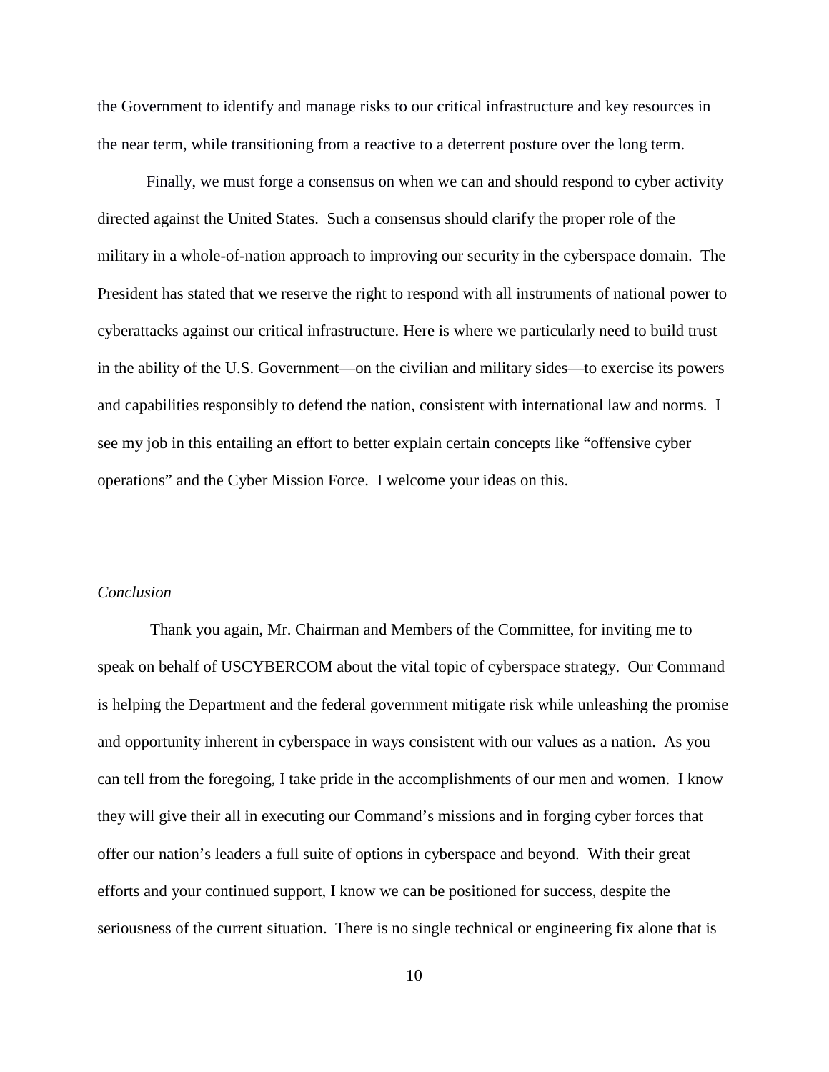the Government to identify and manage risks to our critical infrastructure and key resources in the near term, while transitioning from a reactive to a deterrent posture over the long term.

Finally, we must forge a consensus on when we can and should respond to cyber activity directed against the United States. Such a consensus should clarify the proper role of the military in a whole-of-nation approach to improving our security in the cyberspace domain. The President has stated that we reserve the right to respond with all instruments of national power to cyberattacks against our critical infrastructure. Here is where we particularly need to build trust in the ability of the U.S. Government—on the civilian and military sides—to exercise its powers and capabilities responsibly to defend the nation, consistent with international law and norms. I see my job in this entailing an effort to better explain certain concepts like "offensive cyber operations" and the Cyber Mission Force. I welcome your ideas on this.

*Conclusion*

Thank you again, Mr. Chairman and Members of the Committee, for inviting me to speak on behalf of USCYBERCOM about the vital topic of cyberspace strategy. Our Command is helping the Department and the federal government mitigate risk while unleashing the promise and opportunity inherent in cyberspace in ways consistent with our values as a nation. As you can tell from the foregoing, I take pride in the accomplishments of our men and women. I know they will give their all in executing our Command's missions and in forging cyber forces that offer our nation's leaders a full suite of options in cyberspace and beyond. With their great efforts and your continued support, I know we can be positioned for success, despite the seriousness of the current situation. There is no single technical or engineering fix alone that is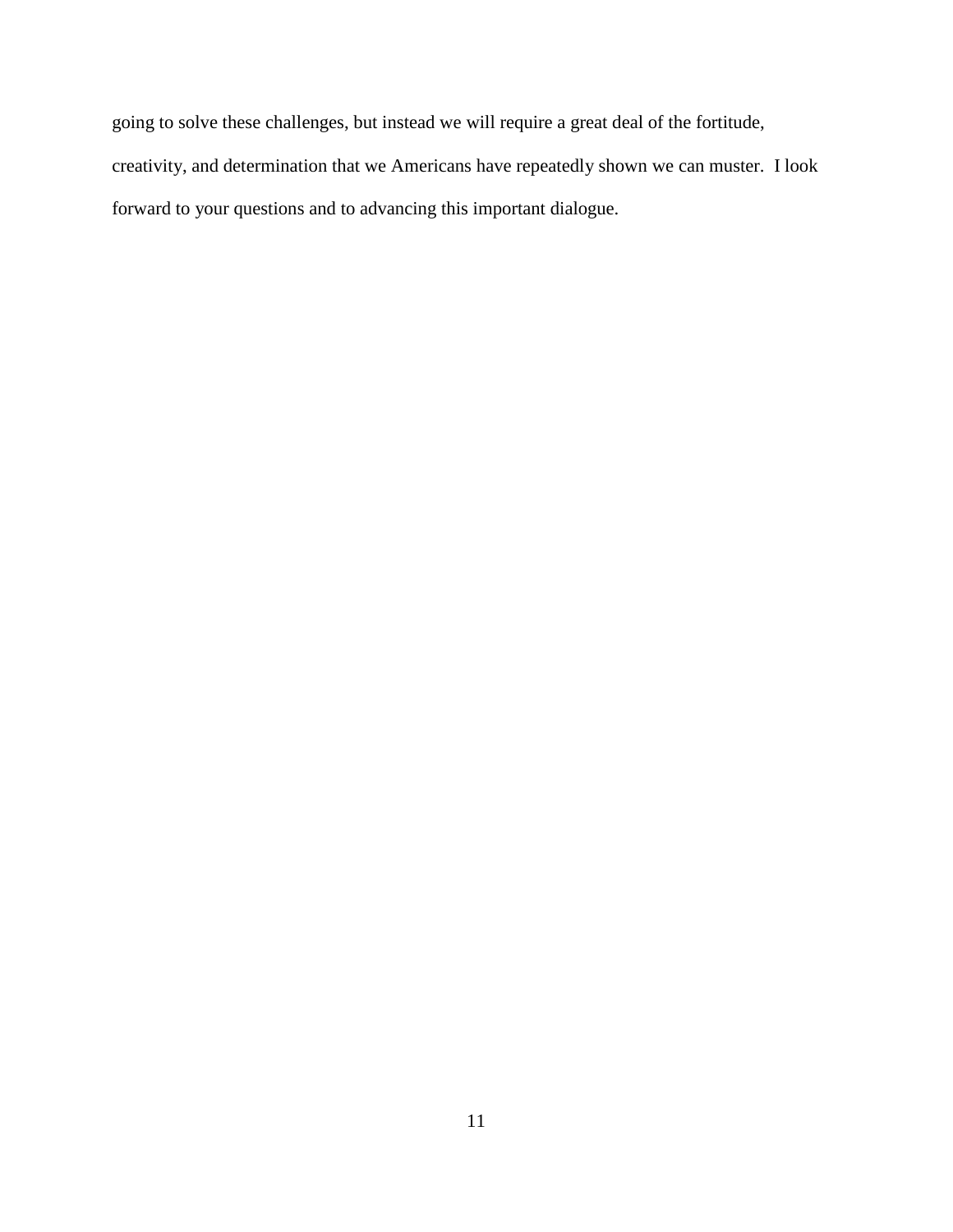going to solve these challenges, but instead we will require a great deal of the fortitude, creativity, and determination that we Americans have repeatedly shown we can muster. I look forward to your questions and to advancing this important dialogue.